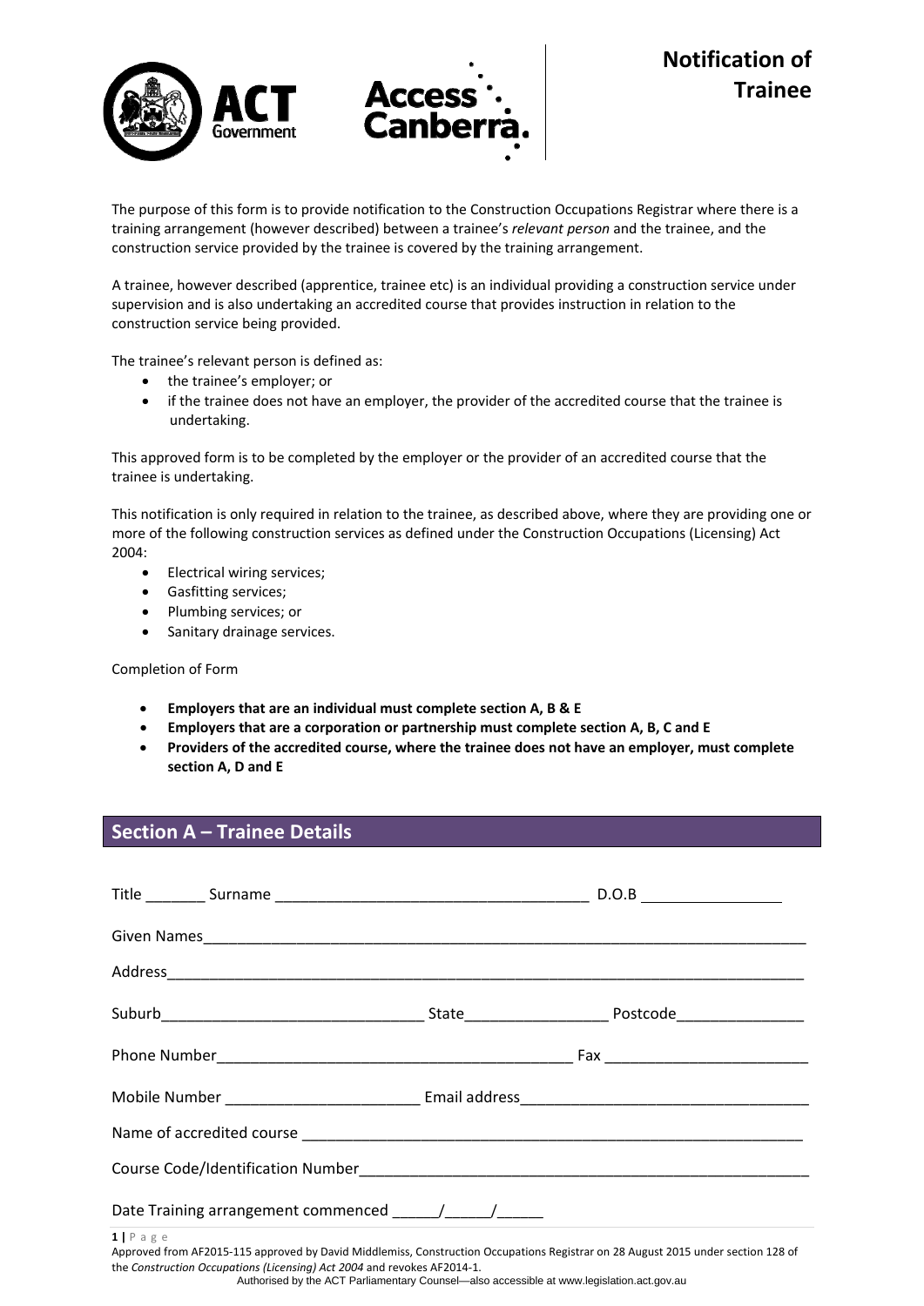# Notification of Trainee

The purpose of this form is to provide notification to the Construction Occupations Registrar where there is a training arrangement (however described) between a trainee's *relevant person* and the trainee, and the construction service provided by the trainee is covered by the training arrangement.

A trainee, however described (apprentice, trainee etc) is an individual providing a construction service under supervision and is also undertaking an accredited course that provides instruction in relation to the construction service being provided.

The trainee's relevant person is defined as:

- the trainee's employer; or
- if the trainee does not have an employer, the provider of the accredited course that the trainee is undertaking.

This approved form is to be completed by the employer or the provider of an accredited course that the trainee is undertaking.

This notification is only required in relation to the trainee, as described above, where they are providing one or more of the following construction services as defined under the Construction Occupations (Licensing) Act 2004:

- Electrical wiring services;
- Gasfitting services;
- Plumbing services; or
- Sanitary drainage services.

Completion of Form

- **Employers that are an individual must complete section A, B & E**
- **Employers that are a corporation or partnership must complete section A, B, C and E**
- **Providers of the accredited course, where the trainee does not have an employer, must complete section A, D and E**

## Section A – Trainee Details

Title _______ Surname ____________________________________ D.O.B ________________

Given Names___________________________________________________________________________

Address_______________________________________________________________________________

Suburb______________________________ State________________ Postcode_______________

Phone Number__________________________________________ Fax _______________________

Mobile Number _____________________ Email address_________________________________

Name of accredited course _____________________________________________________________

Course Code/Identification Number______________________________________________________

Date Training arrangement commenced _____/_____/_____

Approved from AF2015-115 approved by David Middlemiss, Construction Occupations Registrar on 28 August 2015 under section 128 of the *Construction Occupations (Licensing) Act 2004* and revokes AF2014-1.

Authorised by the ACT Parliamentary Counsel—also accessible at www.legislation.act.gov.au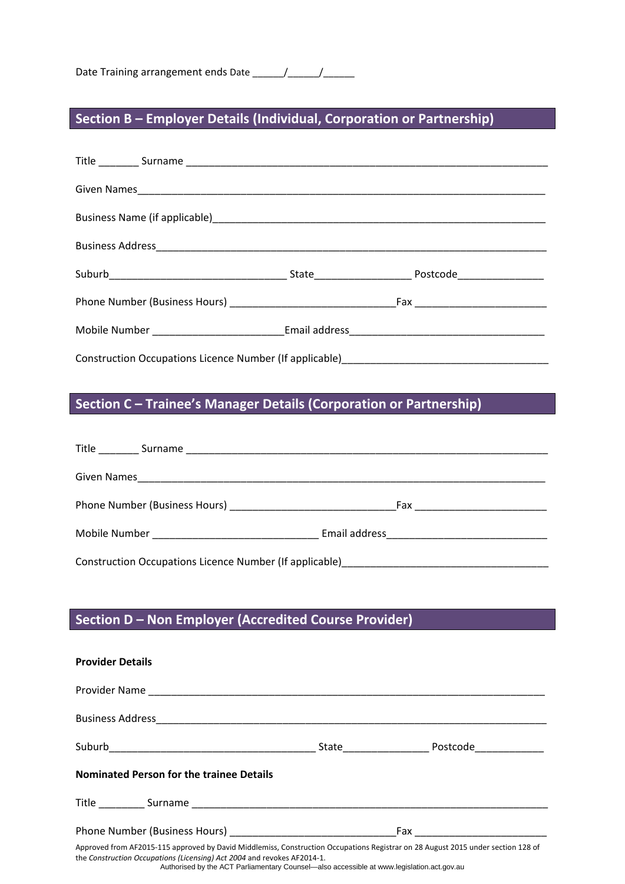Date Training arrangement ends Date ______/______/______

## Section B – Employer Details (Individual, Corporation or Partnership)

Title _______ Surname ___________________________________________________________________

Given Names___________________________________________________________________________

Business Name (if applicable)______________________________________________________________

Business Address_______________________________________________________________________

Suburb________________________________ State_________________ Postcode________________

Phone Number (Business Hours) _____________________________Fax ________________________

Mobile Number _______________________Email address__________________________________

Construction Occupations Licence Number (If applicable)_____________________________________

## Section C – Trainee's Manager Details (Corporation or Partnership)

Title _______ Surname ___________________________________________________________________

Given Names___________________________________________________________________________

Phone Number (Business Hours) _____________________________Fax ________________________

Mobile Number _____________________________ Email address____________________________

Construction Occupations Licence Number (If applicable)_____________________________________

## Section D – Non Employer (Accredited Course Provider)

**Provider Details**

Provider Name __________________________________________________________________________

Business Address_______________________________________________________________________

Suburb_____________________________________ State_______________ Postcode____________

**Nominated Person for the trainee Details**

Title ________ Surname __________________________________________________________________

Phone Number (Business Hours) _____________________________Fax ________________________

Approved from AF2015-115 approved by David Middlemiss, Construction Occupations Registrar on 28 August 2015 under section 128 of the *Construction Occupations (Licensing) Act 2004* and revokes AF2014-1.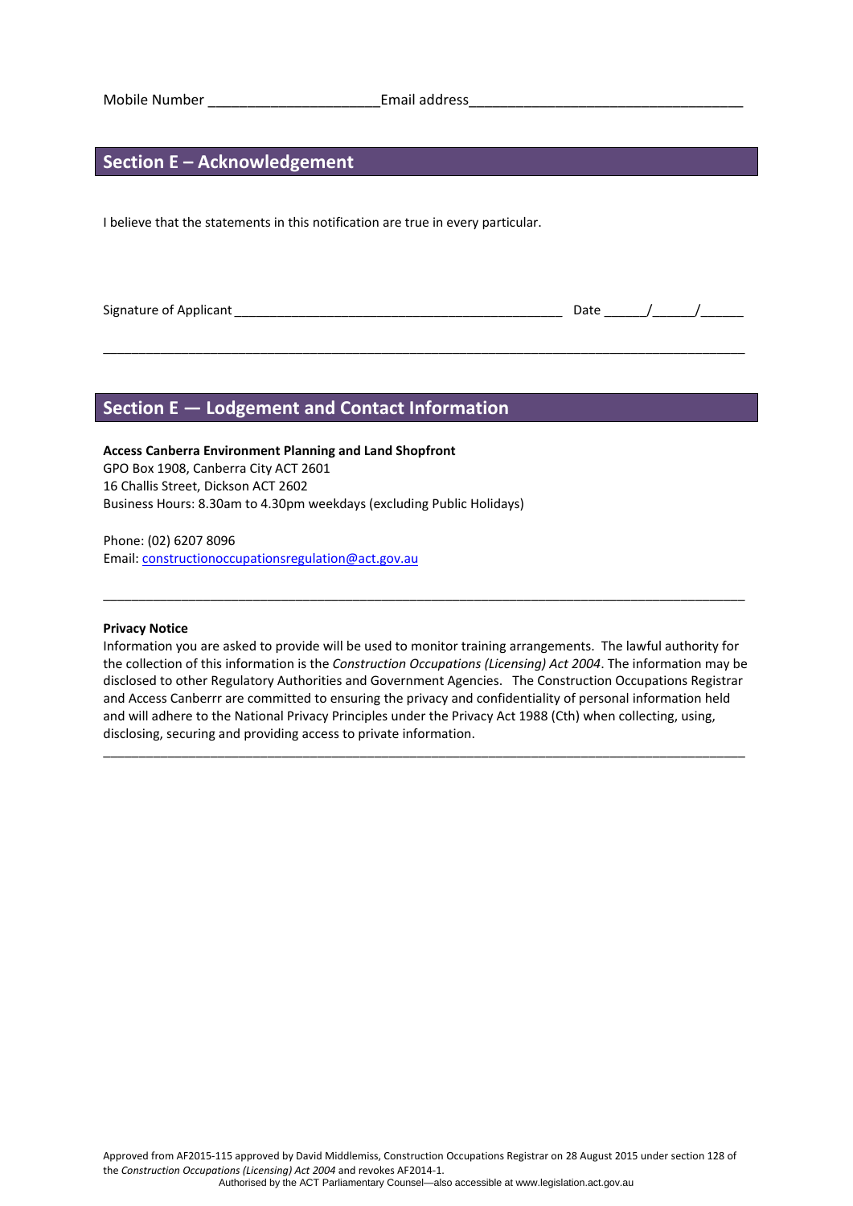Mobile Number ______________________ Email address ___________________________________

## Section E – Acknowledgement

I believe that the statements in this notification are true in every particular.

Signature of Applicant _______________________________________________ Date ______/______/______

---

## Section E — Lodgement and Contact Information

**Access Canberra Environment Planning and Land Shopfront**
GPO Box 1908, Canberra City ACT 2601
16 Challis Street, Dickson ACT 2602
Business Hours: 8.30am to 4.30pm weekdays (excluding Public Holidays)

Phone: (02) 6207 8096
Email: constructionoccupationsregulation@act.gov.au

---

**Privacy Notice**
Information you are asked to provide will be used to monitor training arrangements. The lawful authority for the collection of this information is the *Construction Occupations (Licensing) Act 2004*. The information may be disclosed to other Regulatory Authorities and Government Agencies. The Construction Occupations Registrar and Access Canberrr are committed to ensuring the privacy and confidentiality of personal information held and will adhere to the National Privacy Principles under the Privacy Act 1988 (Cth) when collecting, using, disclosing, securing and providing access to private information.

---

Approved from AF2015-115 approved by David Middlemiss, Construction Occupations Registrar on 28 August 2015 under section 128 of the *Construction Occupations (Licensing) Act 2004* and revokes AF2014-1.